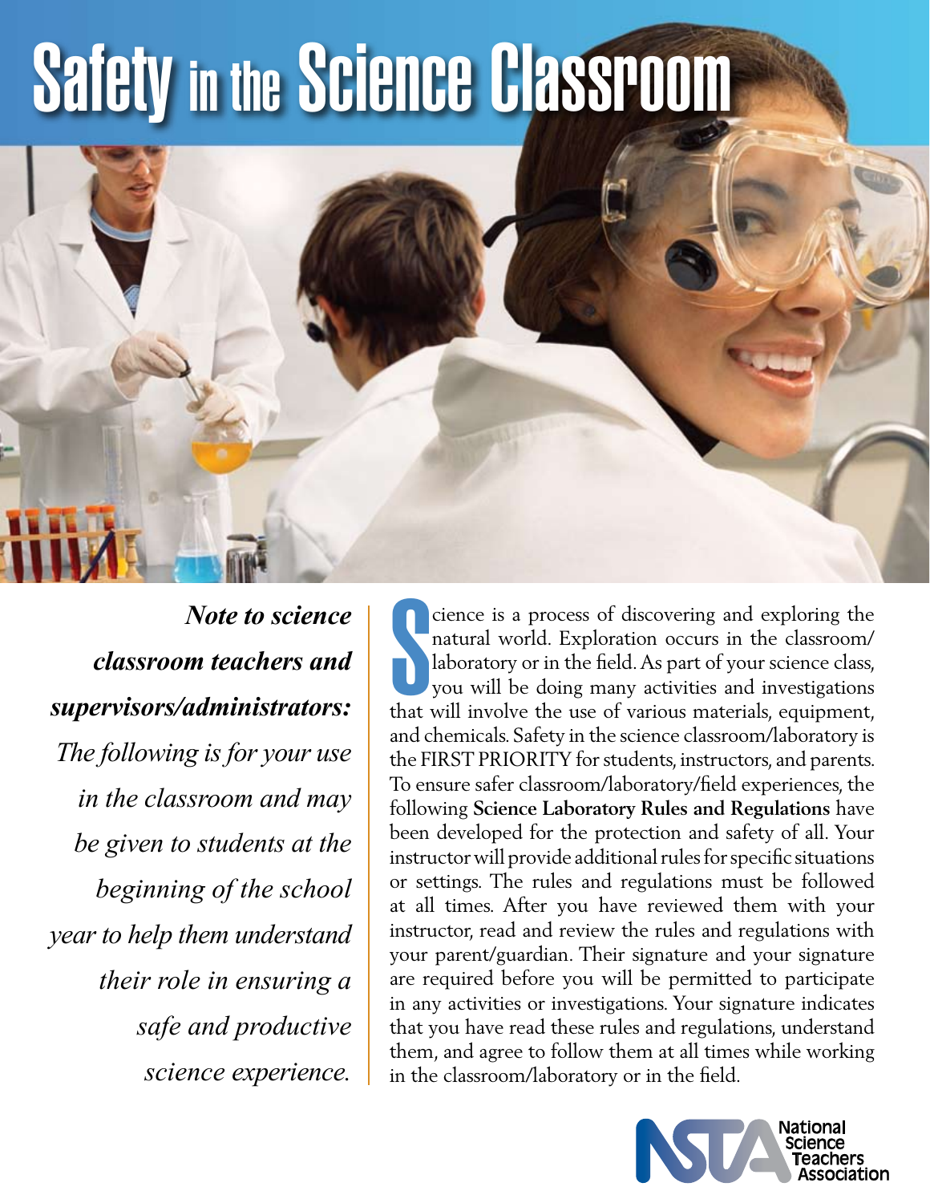# Safety in the Science Classroom

***Note to science classroom teachers and supervisors/administrators:*** *The following is for your use in the classroom and may be given to students at the beginning of the school year to help them understand their role in ensuring a safe and productive science experience.*

Science is a process of discovering and exploring the natural world. Exploration occurs in the classroom/laboratory or in the field. As part of your science class, you will be doing many activities and investigations that will involve the use of various materials, equipment, and chemicals. Safety in the science classroom/laboratory is the FIRST PRIORITY for students, instructors, and parents. To ensure safer classroom/laboratory/field experiences, the following **Science Laboratory Rules and Regulations** have been developed for the protection and safety of all. Your instructor will provide additional rules for specific situations or settings. The rules and regulations must be followed at all times. After you have reviewed them with your instructor, read and review the rules and regulations with your parent/guardian. Their signature and your signature are required before you will be permitted to participate in any activities or investigations. Your signature indicates that you have read these rules and regulations, understand them, and agree to follow them at all times while working in the classroom/laboratory or in the field.

National Science Teachers Association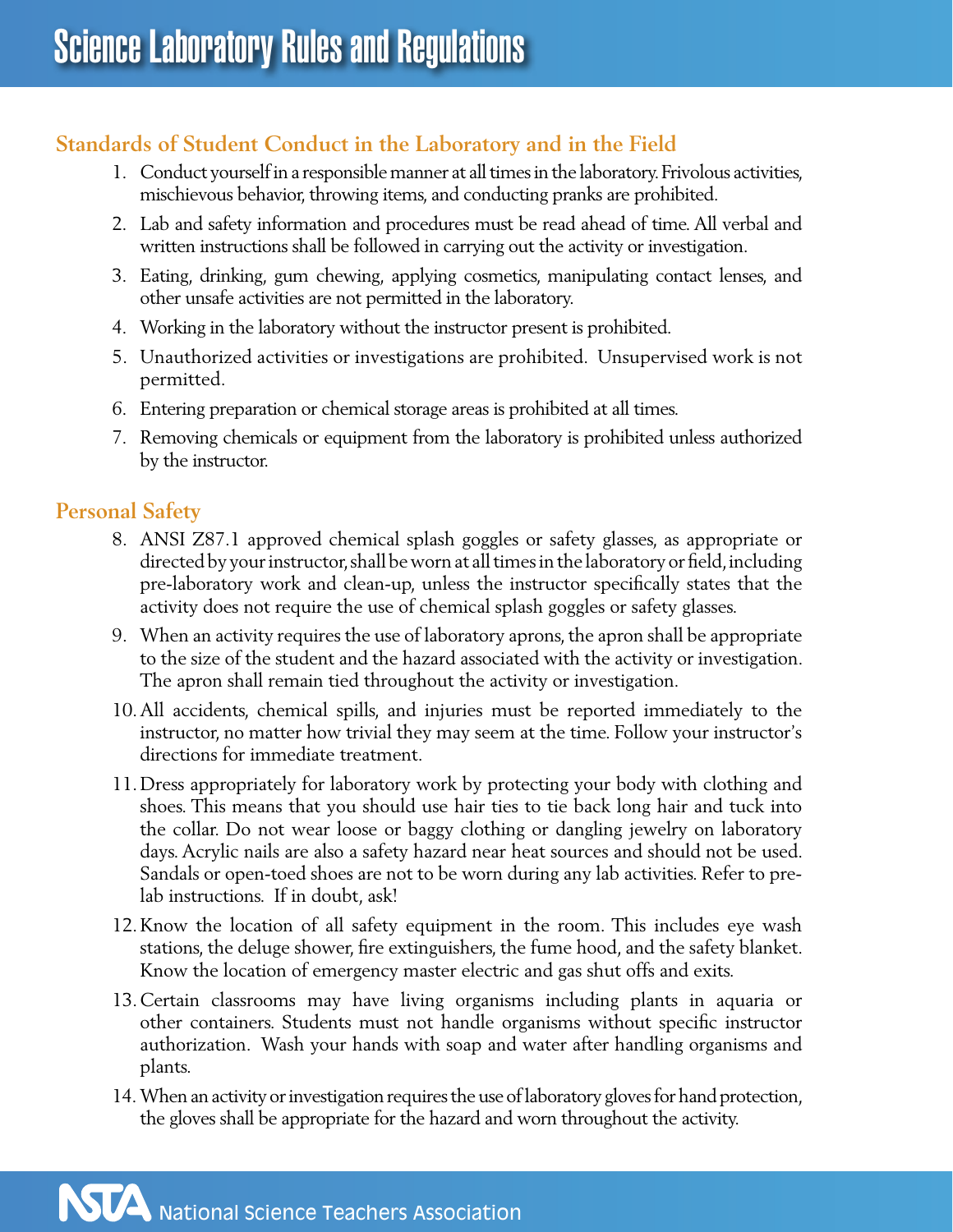# Science Laboratory Rules and Regulations

## Standards of Student Conduct in the Laboratory and in the Field

1. Conduct yourself in a responsible manner at all times in the laboratory. Frivolous activities, mischievous behavior, throwing items, and conducting pranks are prohibited.
2. Lab and safety information and procedures must be read ahead of time. All verbal and written instructions shall be followed in carrying out the activity or investigation.
3. Eating, drinking, gum chewing, applying cosmetics, manipulating contact lenses, and other unsafe activities are not permitted in the laboratory.
4. Working in the laboratory without the instructor present is prohibited.
5. Unauthorized activities or investigations are prohibited. Unsupervised work is not permitted.
6. Entering preparation or chemical storage areas is prohibited at all times.
7. Removing chemicals or equipment from the laboratory is prohibited unless authorized by the instructor.

## Personal Safety

8. ANSI Z87.1 approved chemical splash goggles or safety glasses, as appropriate or directed by your instructor, shall be worn at all times in the laboratory or field, including pre-laboratory work and clean-up, unless the instructor specifically states that the activity does not require the use of chemical splash goggles or safety glasses.
9. When an activity requires the use of laboratory aprons, the apron shall be appropriate to the size of the student and the hazard associated with the activity or investigation. The apron shall remain tied throughout the activity or investigation.
10. All accidents, chemical spills, and injuries must be reported immediately to the instructor, no matter how trivial they may seem at the time. Follow your instructor's directions for immediate treatment.
11. Dress appropriately for laboratory work by protecting your body with clothing and shoes. This means that you should use hair ties to tie back long hair and tuck into the collar. Do not wear loose or baggy clothing or dangling jewelry on laboratory days. Acrylic nails are also a safety hazard near heat sources and should not be used. Sandals or open-toed shoes are not to be worn during any lab activities. Refer to pre-lab instructions. If in doubt, ask!
12. Know the location of all safety equipment in the room. This includes eye wash stations, the deluge shower, fire extinguishers, the fume hood, and the safety blanket. Know the location of emergency master electric and gas shut offs and exits.
13. Certain classrooms may have living organisms including plants in aquaria or other containers. Students must not handle organisms without specific instructor authorization. Wash your hands with soap and water after handling organisms and plants.
14. When an activity or investigation requires the use of laboratory gloves for hand protection, the gloves shall be appropriate for the hazard and worn throughout the activity.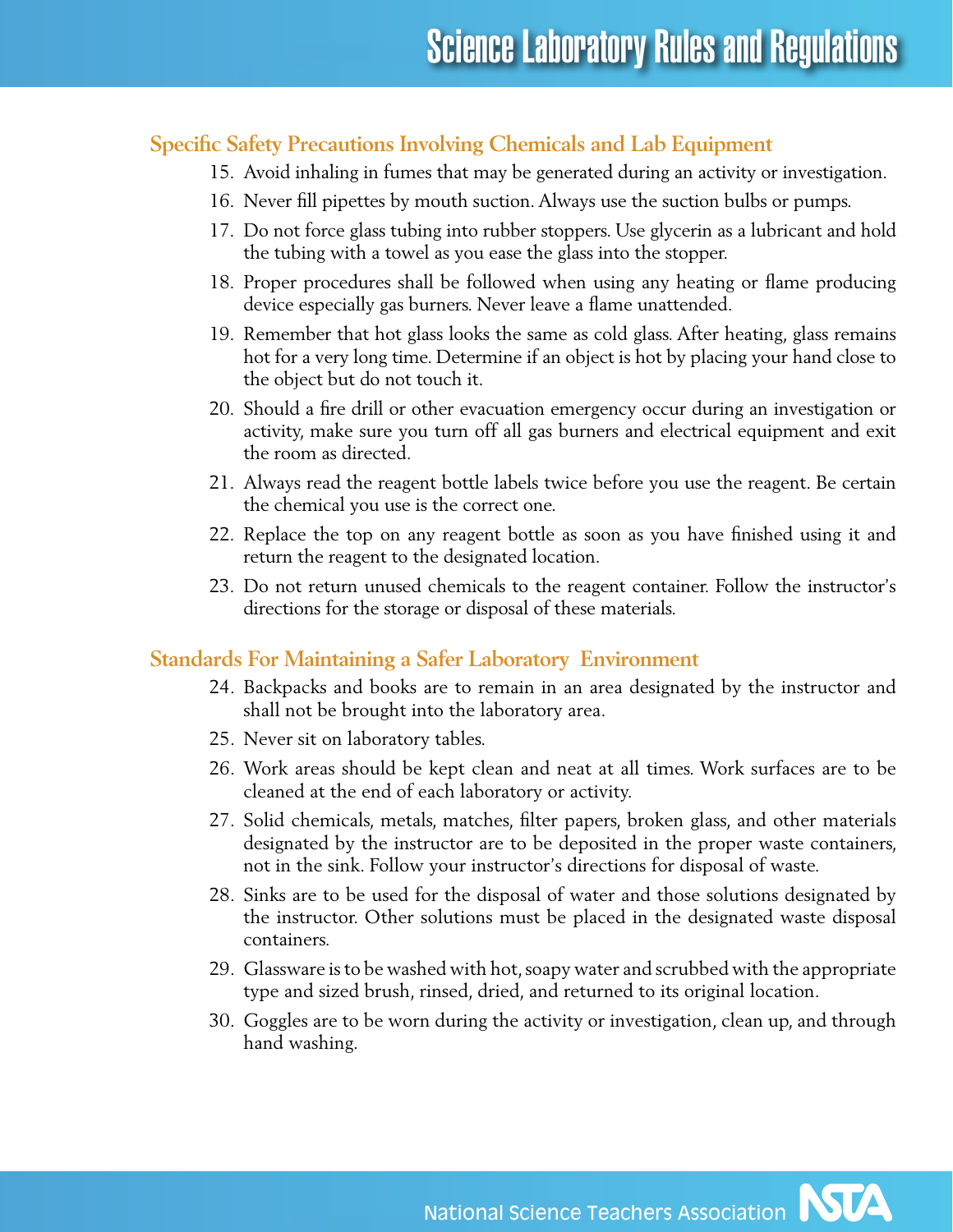## Specific Safety Precautions Involving Chemicals and Lab Equipment

15. Avoid inhaling in fumes that may be generated during an activity or investigation.
16. Never fill pipettes by mouth suction. Always use the suction bulbs or pumps.
17. Do not force glass tubing into rubber stoppers. Use glycerin as a lubricant and hold the tubing with a towel as you ease the glass into the stopper.
18. Proper procedures shall be followed when using any heating or flame producing device especially gas burners. Never leave a flame unattended.
19. Remember that hot glass looks the same as cold glass. After heating, glass remains hot for a very long time. Determine if an object is hot by placing your hand close to the object but do not touch it.
20. Should a fire drill or other evacuation emergency occur during an investigation or activity, make sure you turn off all gas burners and electrical equipment and exit the room as directed.
21. Always read the reagent bottle labels twice before you use the reagent. Be certain the chemical you use is the correct one.
22. Replace the top on any reagent bottle as soon as you have finished using it and return the reagent to the designated location.
23. Do not return unused chemicals to the reagent container. Follow the instructor's directions for the storage or disposal of these materials.

## Standards For Maintaining a Safer Laboratory Environment

24. Backpacks and books are to remain in an area designated by the instructor and shall not be brought into the laboratory area.
25. Never sit on laboratory tables.
26. Work areas should be kept clean and neat at all times. Work surfaces are to be cleaned at the end of each laboratory or activity.
27. Solid chemicals, metals, matches, filter papers, broken glass, and other materials designated by the instructor are to be deposited in the proper waste containers, not in the sink. Follow your instructor's directions for disposal of waste.
28. Sinks are to be used for the disposal of water and those solutions designated by the instructor. Other solutions must be placed in the designated waste disposal containers.
29. Glassware is to be washed with hot, soapy water and scrubbed with the appropriate type and sized brush, rinsed, dried, and returned to its original location.
30. Goggles are to be worn during the activity or investigation, clean up, and through hand washing.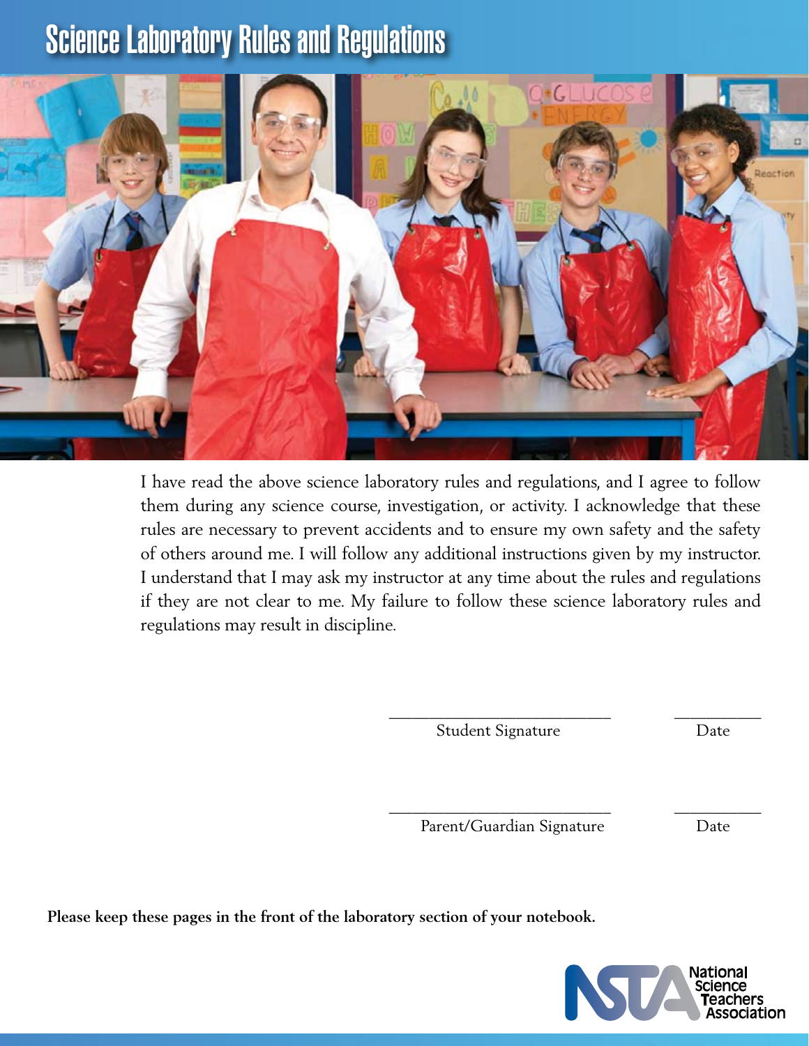# Science Laboratory Rules and Regulations

I have read the above science laboratory rules and regulations, and I agree to follow them during any science course, investigation, or activity. I acknowledge that these rules are necessary to prevent accidents and to ensure my own safety and the safety of others around me. I will follow any additional instructions given by my instructor. I understand that I may ask my instructor at any time about the rules and regulations if they are not clear to me. My failure to follow these science laboratory rules and regulations may result in discipline.

\_\_\_\_\_\_\_\_\_\_\_\_\_\_\_\_\_\_\_\_\_\_\_\_\_\_\_\_ \_\_\_\_\_\_\_\_\_\_\_

Student Signature Date

\_\_\_\_\_\_\_\_\_\_\_\_\_\_\_\_\_\_\_\_\_\_\_\_\_\_\_\_ \_\_\_\_\_\_\_\_\_\_\_

Parent/Guardian Signature Date

**Please keep these pages in the front of the laboratory section of your notebook.**

National Science Teachers Association